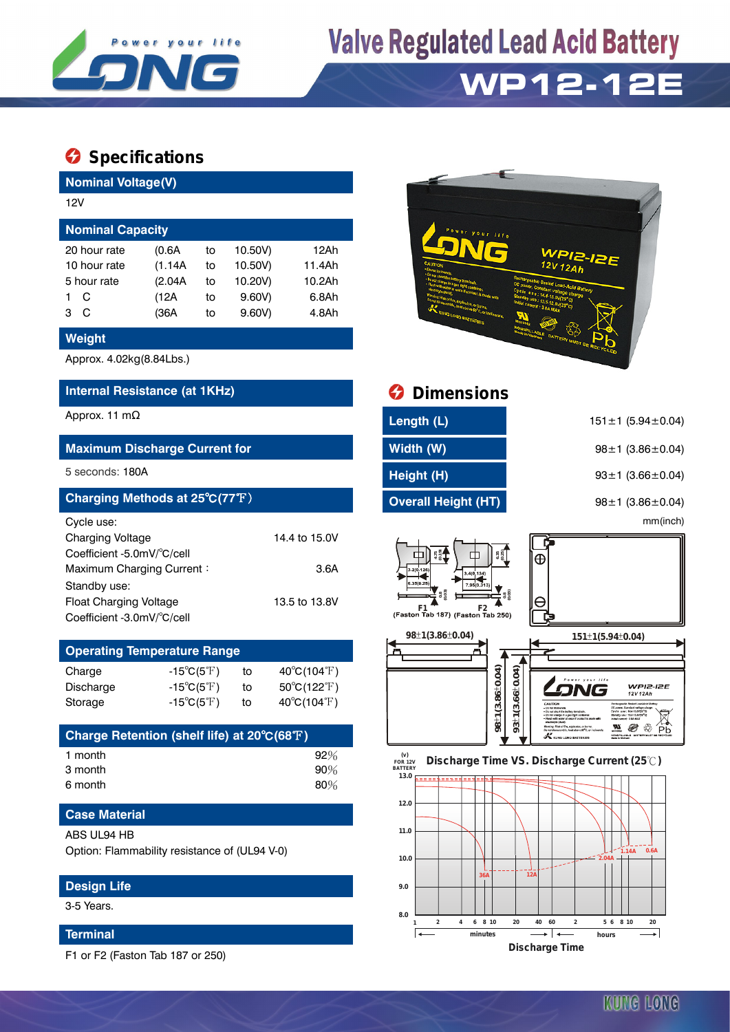# Valve Regulated Lead Acid Battery

# WP12-12E

## Specifications

### Nominal Voltage(V)

12V

### Nominal Capacity

| | | | | |
|---|---|---|---|---|
| 20 hour rate | (0.6A | to | 10.50V) | 12Ah |
| 10 hour rate | (1.14A | to | 10.50V) | 11.4Ah |
| 5 hour rate | (2.04A | to | 10.20V) | 10.2Ah |
| 1 C | (12A | to | 9.60V) | 6.8Ah |
| 3 C | (36A | to | 9.60V) | 4.8Ah |

### Weight

Approx. 4.02kg(8.84Lbs.)

### Internal Resistance (at 1KHz)

Approx. 11 mΩ

### Maximum Discharge Current for

5 seconds: 180A

### Charging Methods at 25℃(77℉)

Cycle use:

| | |
|---|---|
| Charging Voltage | 14.4 to 15.0V |
| Coefficient -5.0mV/℃/cell | |
| Maximum Charging Current： | 3.6A |

Standby use:

| | |
|---|---|
| Float Charging Voltage | 13.5 to 13.8V |
| Coefficient -3.0mV/℃/cell | |

### Operating Temperature Range

| | | | |
|---|---|---|---|
| Charge | -15℃(5℉) | to | 40℃(104℉) |
| Discharge | -15℃(5℉) | to | 50℃(122℉) |
| Storage | -15℃(5℉) | to | 40℃(104℉) |

### Charge Retention (shelf life) at 20℃(68℉)

| | |
|---|---|
| 1 month | 92% |
| 3 month | 90% |
| 6 month | 80% |

### Case Material

ABS UL94 HB

Option: Flammability resistance of (UL94 V-0)

### Design Life

3-5 Years.

### Terminal

F1 or F2 (Faston Tab 187 or 250)

## Dimensions

| | |
|---|---|
| Length (L) | 151±1 (5.94±0.04) |
| Width (W) | 98±1 (3.86±0.04) |
| Height (H) | 93±1 (3.66±0.04) |
| Overall Height (HT) | 98±1 (3.86±0.04) |

mm(inch)

F1 (Faston Tab 187) F2 (Faston Tab 250)

Discharge Time VS. Discharge Current (25℃)

Discharge Time

KUNG LONG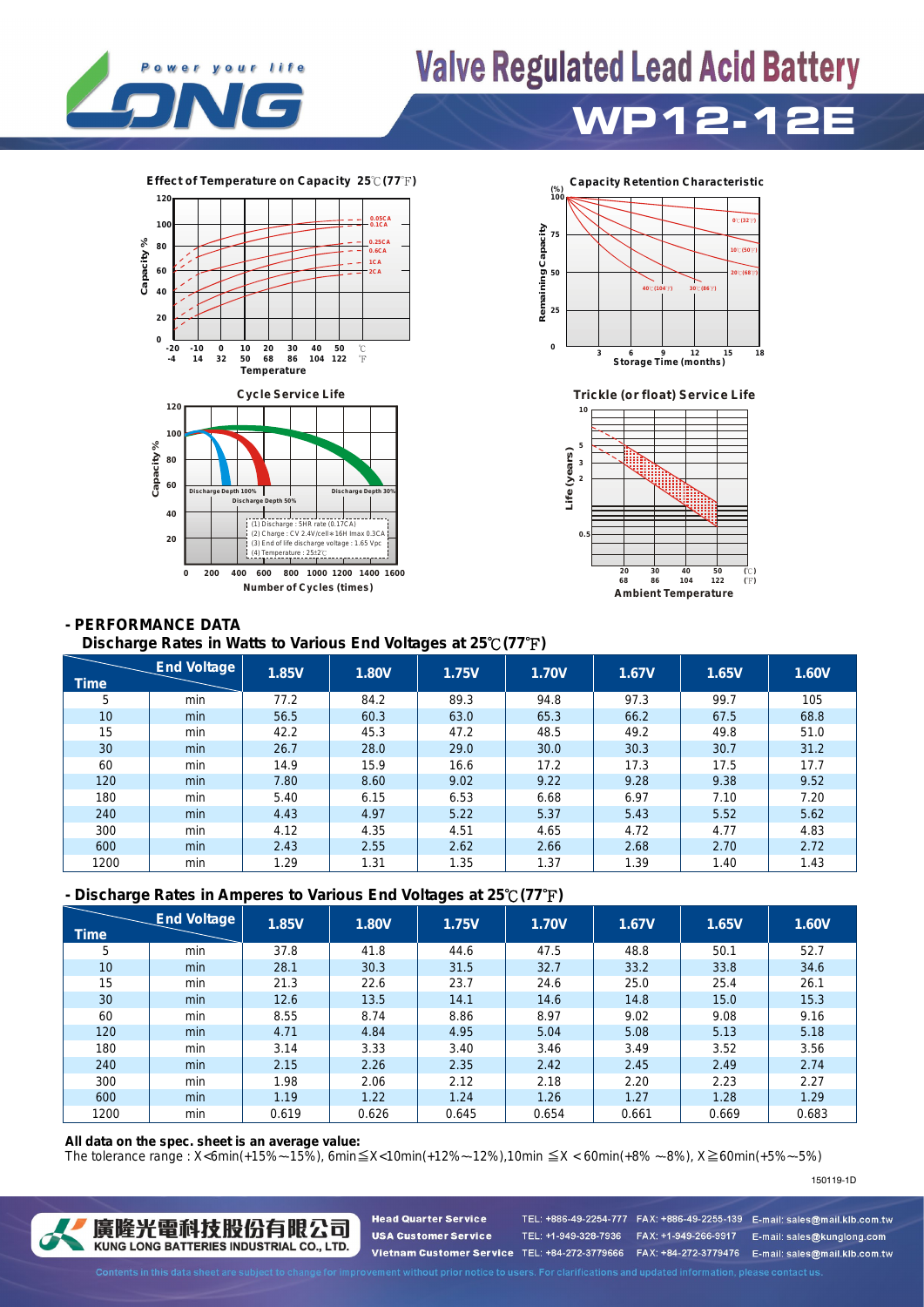# Valve Regulated Lead Acid Battery

## WP12-12E

Power your life

LONG

Effect of Temperature on Capacity 25℃(77℉)

120
100
80
60
40
20
0

Capacity %

0.05CA
0.1CA
0.25CA
0.6CA
1CA
2CA

-20 -10 0 10 20 30 40 50 ℃
-4 14 32 50 68 86 104 122 ℉

Temperature

Capacity Retention Characteristic

(%)
100
75
50
25
0

Remaining Capacity

0℃(32℉)
10℃(50℉)
20℃(68℉)
40℃(104℉)
30℃(86℉)

3 6 9 12 15 18

Storage Time (months)

Cycle Service Life

120
100
80
60
40
20

Capacity %

Discharge Depth 100%
Discharge Depth 50%
Discharge Depth 30%

(1) Discharge : 5HR rate (0.17CA)
(2) Charge : CV 2.4V/cell≒16H Imax 0.3CA
(3) End of life discharge voltage : 1.65 Vpc
(4) Temperature : 25±2℃

0 200 400 600 800 1000 1200 1400 1600

Number of Cycles (times)

Trickle (or float) Service Life

10
5
3
2
0.5

Life (years)

20 30 40 50 (℃)
68 86 104 122 (℉)

Ambient Temperature

## - PERFORMANCE DATA

### Discharge Rates in Watts to Various End Voltages at 25℃(77℉)

| Time | | 1.85V | 1.80V | 1.75V | 1.70V | 1.67V | 1.65V | 1.60V |
|---|---|---|---|---|---|---|---|---|
| 5 | min | 77.2 | 84.2 | 89.3 | 94.8 | 97.3 | 99.7 | 105 |
| 10 | min | 56.5 | 60.3 | 63.0 | 65.3 | 66.2 | 67.5 | 68.8 |
| 15 | min | 42.2 | 45.3 | 47.2 | 48.5 | 49.2 | 49.8 | 51.0 |
| 30 | min | 26.7 | 28.0 | 29.0 | 30.0 | 30.3 | 30.7 | 31.2 |
| 60 | min | 14.9 | 15.9 | 16.6 | 17.2 | 17.3 | 17.5 | 17.7 |
| 120 | min | 7.80 | 8.60 | 9.02 | 9.22 | 9.28 | 9.38 | 9.52 |
| 180 | min | 5.40 | 6.15 | 6.53 | 6.68 | 6.97 | 7.10 | 7.20 |
| 240 | min | 4.43 | 4.97 | 5.22 | 5.37 | 5.43 | 5.52 | 5.62 |
| 300 | min | 4.12 | 4.35 | 4.51 | 4.65 | 4.72 | 4.77 | 4.83 |
| 600 | min | 2.43 | 2.55 | 2.62 | 2.66 | 2.68 | 2.70 | 2.72 |
| 1200 | min | 1.29 | 1.31 | 1.35 | 1.37 | 1.39 | 1.40 | 1.43 |

### - Discharge Rates in Amperes to Various End Voltages at 25℃(77℉)

| Time | | 1.85V | 1.80V | 1.75V | 1.70V | 1.67V | 1.65V | 1.60V |
|---|---|---|---|---|---|---|---|---|
| 5 | min | 37.8 | 41.8 | 44.6 | 47.5 | 48.8 | 50.1 | 52.7 |
| 10 | min | 28.1 | 30.3 | 31.5 | 32.7 | 33.2 | 33.8 | 34.6 |
| 15 | min | 21.3 | 22.6 | 23.7 | 24.6 | 25.0 | 25.4 | 26.1 |
| 30 | min | 12.6 | 13.5 | 14.1 | 14.6 | 14.8 | 15.0 | 15.3 |
| 60 | min | 8.55 | 8.74 | 8.86 | 8.97 | 9.02 | 9.08 | 9.16 |
| 120 | min | 4.71 | 4.84 | 4.95 | 5.04 | 5.08 | 5.13 | 5.18 |
| 180 | min | 3.14 | 3.33 | 3.40 | 3.46 | 3.49 | 3.52 | 3.56 |
| 240 | min | 2.15 | 2.26 | 2.35 | 2.42 | 2.45 | 2.49 | 2.74 |
| 300 | min | 1.98 | 2.06 | 2.12 | 2.18 | 2.20 | 2.23 | 2.27 |
| 600 | min | 1.19 | 1.22 | 1.24 | 1.26 | 1.27 | 1.28 | 1.29 |
| 1200 | min | 0.619 | 0.626 | 0.645 | 0.654 | 0.661 | 0.669 | 0.683 |

**All data on the spec. sheet is an average value:**

The tolerance range : X<6min(+15%~15%), 6min≦X<10min(+12%~12%),10min ≦X < 60min(+8% ~8%), X≧60min(+5%~5%)

150119-1D

廣隆光電科技股份有限公司
KUNG LONG BATTERIES INDUSTRIAL CO., LTD.

| | | | |
|---|---|---|---|
| Head Quarter Service | TEL: +886-49-2254-777 | FAX: +886-49-2255-139 | E-mail: sales@mail.klb.com.tw |
| USA Customer Service | TEL: +1-949-328-7936 | FAX: +1-949-266-9917 | E-mail: sales@kunglong.com |
| Vietnam Customer Service | TEL: +84-272-3779666 | FAX: +84-272-3779476 | E-mail: sales@mail.klb.com.tw |

Contents in this data sheet are subject to change for improvement without prior notice to users. For clarifications and updated information, please contact us.